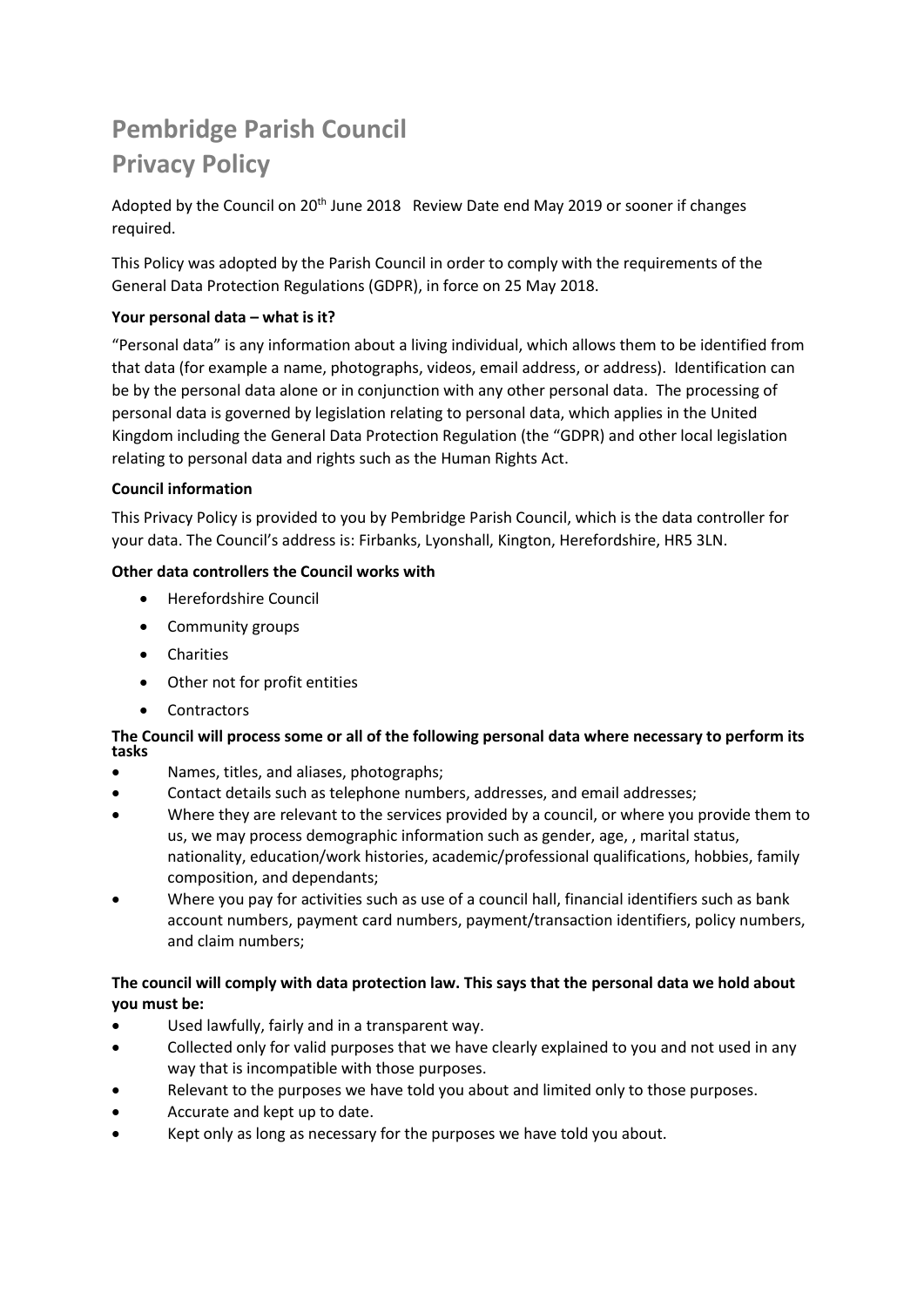# Pembridge Parish Council
# Privacy Policy

Adopted by the Council on 20th June 2018 Review Date end May 2019 or sooner if changes required.

This Policy was adopted by the Parish Council in order to comply with the requirements of the General Data Protection Regulations (GDPR), in force on 25 May 2018.

**Your personal data – what is it?**

"Personal data" is any information about a living individual, which allows them to be identified from that data (for example a name, photographs, videos, email address, or address). Identification can be by the personal data alone or in conjunction with any other personal data. The processing of personal data is governed by legislation relating to personal data, which applies in the United Kingdom including the General Data Protection Regulation (the "GDPR) and other local legislation relating to personal data and rights such as the Human Rights Act.

**Council information**

This Privacy Policy is provided to you by Pembridge Parish Council, which is the data controller for your data. The Council's address is: Firbanks, Lyonshall, Kington, Herefordshire, HR5 3LN.

**Other data controllers the Council works with**

- Herefordshire Council
- Community groups
- Charities
- Other not for profit entities
- Contractors

**The Council will process some or all of the following personal data where necessary to perform its tasks**

- Names, titles, and aliases, photographs;
- Contact details such as telephone numbers, addresses, and email addresses;
- Where they are relevant to the services provided by a council, or where you provide them to us, we may process demographic information such as gender, age, , marital status, nationality, education/work histories, academic/professional qualifications, hobbies, family composition, and dependants;
- Where you pay for activities such as use of a council hall, financial identifiers such as bank account numbers, payment card numbers, payment/transaction identifiers, policy numbers, and claim numbers;

**The council will comply with data protection law. This says that the personal data we hold about you must be:**

- Used lawfully, fairly and in a transparent way.
- Collected only for valid purposes that we have clearly explained to you and not used in any way that is incompatible with those purposes.
- Relevant to the purposes we have told you about and limited only to those purposes.
- Accurate and kept up to date.
- Kept only as long as necessary for the purposes we have told you about.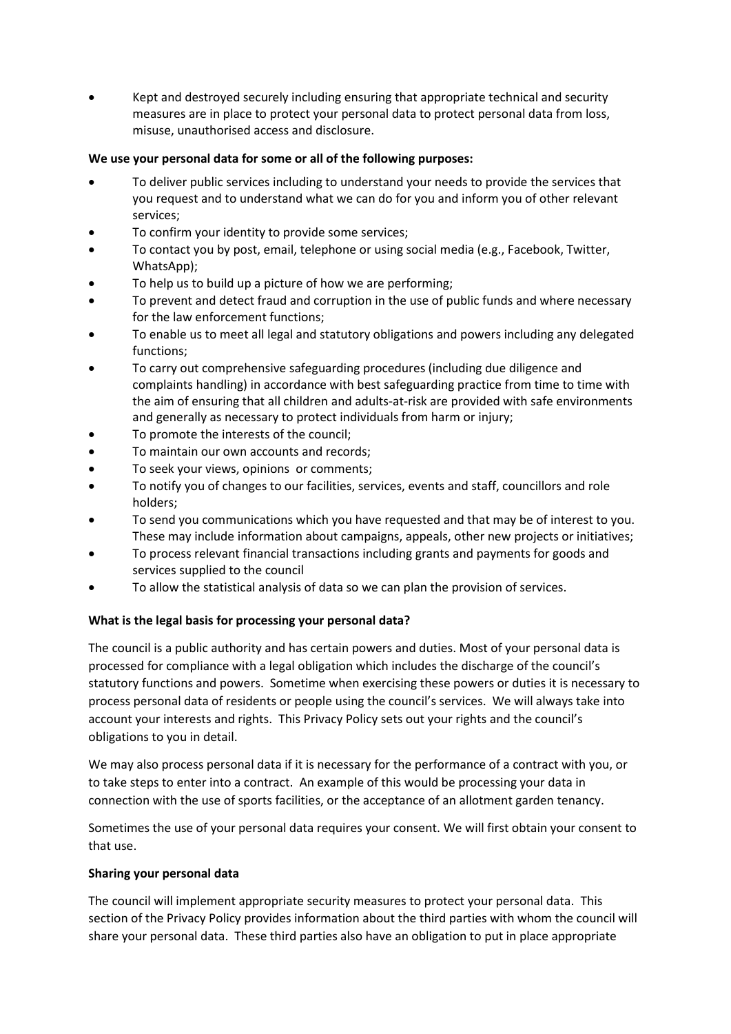- Kept and destroyed securely including ensuring that appropriate technical and security measures are in place to protect your personal data to protect personal data from loss, misuse, unauthorised access and disclosure.

**We use your personal data for some or all of the following purposes:**

- To deliver public services including to understand your needs to provide the services that you request and to understand what we can do for you and inform you of other relevant services;
- To confirm your identity to provide some services;
- To contact you by post, email, telephone or using social media (e.g., Facebook, Twitter, WhatsApp);
- To help us to build up a picture of how we are performing;
- To prevent and detect fraud and corruption in the use of public funds and where necessary for the law enforcement functions;
- To enable us to meet all legal and statutory obligations and powers including any delegated functions;
- To carry out comprehensive safeguarding procedures (including due diligence and complaints handling) in accordance with best safeguarding practice from time to time with the aim of ensuring that all children and adults-at-risk are provided with safe environments and generally as necessary to protect individuals from harm or injury;
- To promote the interests of the council;
- To maintain our own accounts and records;
- To seek your views, opinions or comments;
- To notify you of changes to our facilities, services, events and staff, councillors and role holders;
- To send you communications which you have requested and that may be of interest to you. These may include information about campaigns, appeals, other new projects or initiatives;
- To process relevant financial transactions including grants and payments for goods and services supplied to the council
- To allow the statistical analysis of data so we can plan the provision of services.

**What is the legal basis for processing your personal data?**

The council is a public authority and has certain powers and duties. Most of your personal data is processed for compliance with a legal obligation which includes the discharge of the council's statutory functions and powers. Sometime when exercising these powers or duties it is necessary to process personal data of residents or people using the council's services. We will always take into account your interests and rights. This Privacy Policy sets out your rights and the council's obligations to you in detail.

We may also process personal data if it is necessary for the performance of a contract with you, or to take steps to enter into a contract. An example of this would be processing your data in connection with the use of sports facilities, or the acceptance of an allotment garden tenancy.

Sometimes the use of your personal data requires your consent. We will first obtain your consent to that use.

**Sharing your personal data**

The council will implement appropriate security measures to protect your personal data. This section of the Privacy Policy provides information about the third parties with whom the council will share your personal data. These third parties also have an obligation to put in place appropriate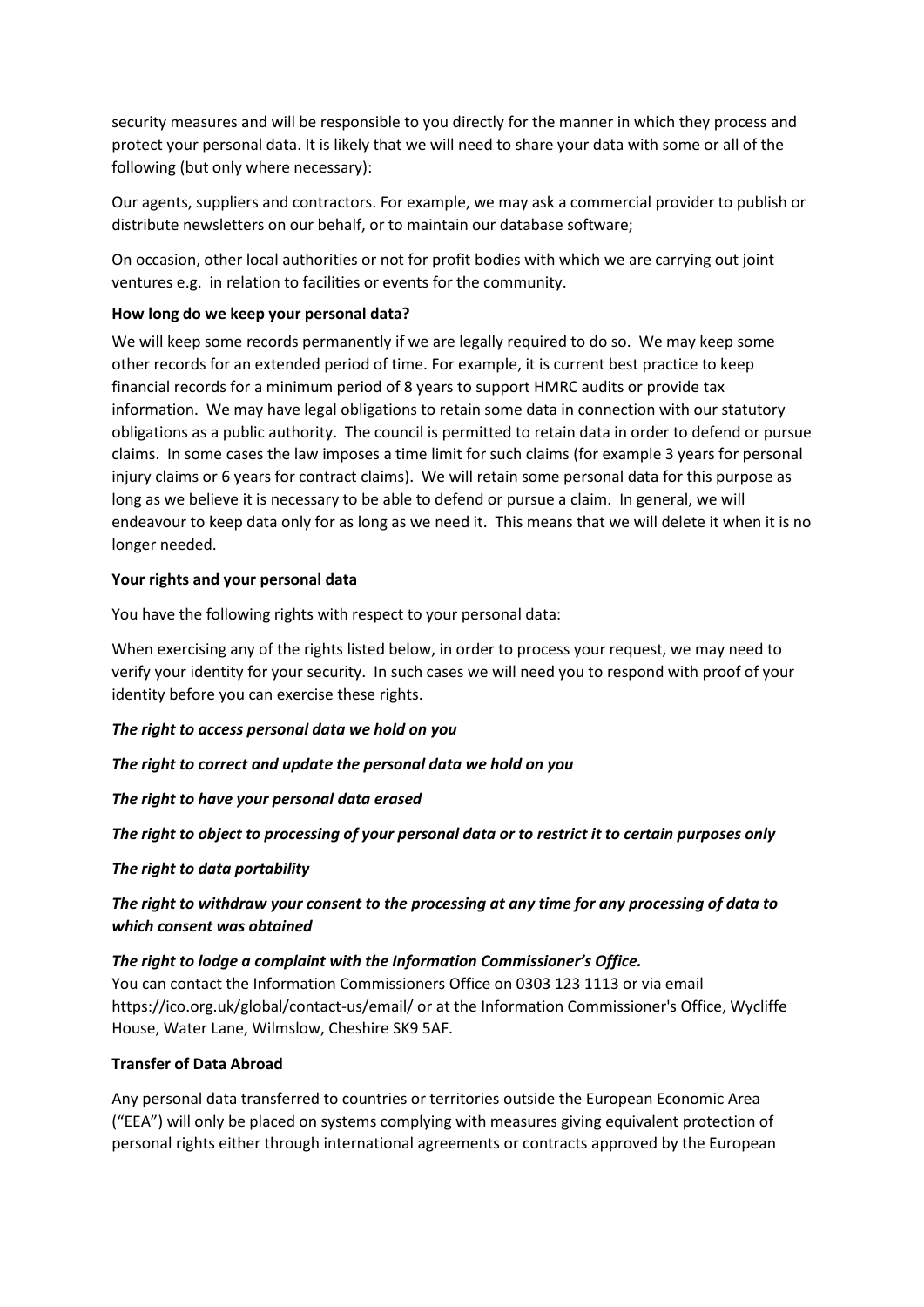security measures and will be responsible to you directly for the manner in which they process and protect your personal data. It is likely that we will need to share your data with some or all of the following (but only where necessary):

Our agents, suppliers and contractors. For example, we may ask a commercial provider to publish or distribute newsletters on our behalf, or to maintain our database software;

On occasion, other local authorities or not for profit bodies with which we are carrying out joint ventures e.g. in relation to facilities or events for the community.

**How long do we keep your personal data?**

We will keep some records permanently if we are legally required to do so. We may keep some other records for an extended period of time. For example, it is current best practice to keep financial records for a minimum period of 8 years to support HMRC audits or provide tax information. We may have legal obligations to retain some data in connection with our statutory obligations as a public authority. The council is permitted to retain data in order to defend or pursue claims. In some cases the law imposes a time limit for such claims (for example 3 years for personal injury claims or 6 years for contract claims). We will retain some personal data for this purpose as long as we believe it is necessary to be able to defend or pursue a claim. In general, we will endeavour to keep data only for as long as we need it. This means that we will delete it when it is no longer needed.

**Your rights and your personal data**

You have the following rights with respect to your personal data:

When exercising any of the rights listed below, in order to process your request, we may need to verify your identity for your security. In such cases we will need you to respond with proof of your identity before you can exercise these rights.

***The right to access personal data we hold on you***

***The right to correct and update the personal data we hold on you***

***The right to have your personal data erased***

***The right to object to processing of your personal data or to restrict it to certain purposes only***

***The right to data portability***

***The right to withdraw your consent to the processing at any time for any processing of data to which consent was obtained***

***The right to lodge a complaint with the Information Commissioner's Office.***

You can contact the Information Commissioners Office on 0303 123 1113 or via email https://ico.org.uk/global/contact-us/email/ or at the Information Commissioner's Office, Wycliffe House, Water Lane, Wilmslow, Cheshire SK9 5AF.

**Transfer of Data Abroad**

Any personal data transferred to countries or territories outside the European Economic Area ("EEA") will only be placed on systems complying with measures giving equivalent protection of personal rights either through international agreements or contracts approved by the European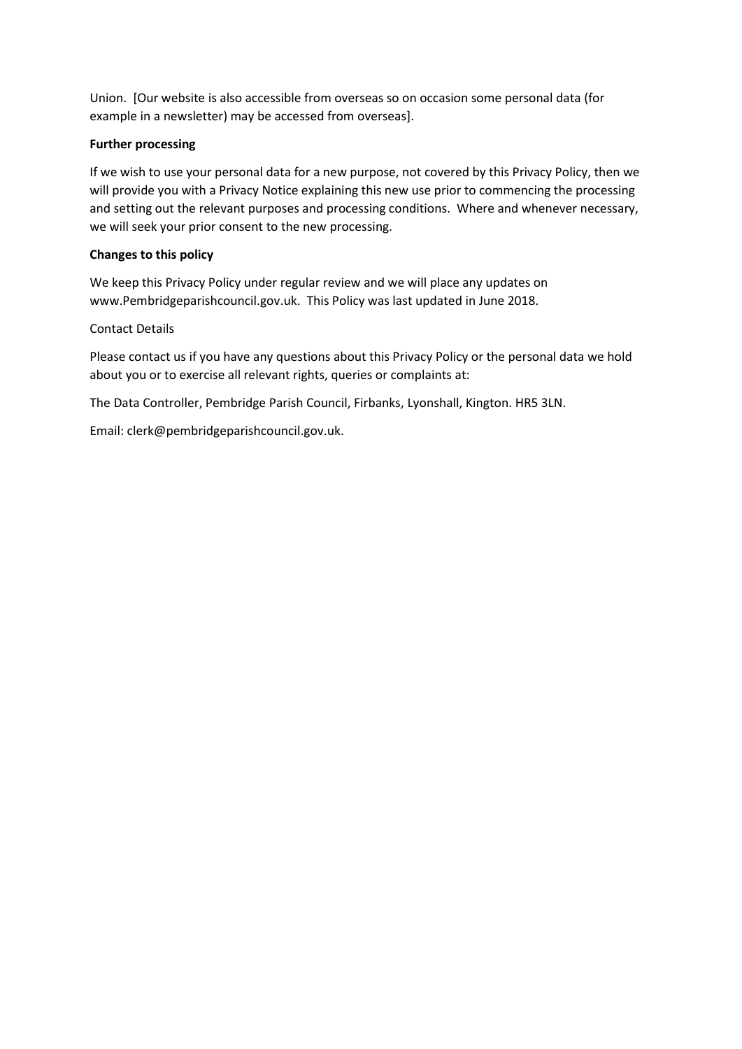Union. [Our website is also accessible from overseas so on occasion some personal data (for example in a newsletter) may be accessed from overseas].

**Further processing**

If we wish to use your personal data for a new purpose, not covered by this Privacy Policy, then we will provide you with a Privacy Notice explaining this new use prior to commencing the processing and setting out the relevant purposes and processing conditions. Where and whenever necessary, we will seek your prior consent to the new processing.

**Changes to this policy**

We keep this Privacy Policy under regular review and we will place any updates on www.Pembridgeparishcouncil.gov.uk. This Policy was last updated in June 2018.

Contact Details

Please contact us if you have any questions about this Privacy Policy or the personal data we hold about you or to exercise all relevant rights, queries or complaints at:

The Data Controller, Pembridge Parish Council, Firbanks, Lyonshall, Kington. HR5 3LN.

Email: clerk@pembridgeparishcouncil.gov.uk.